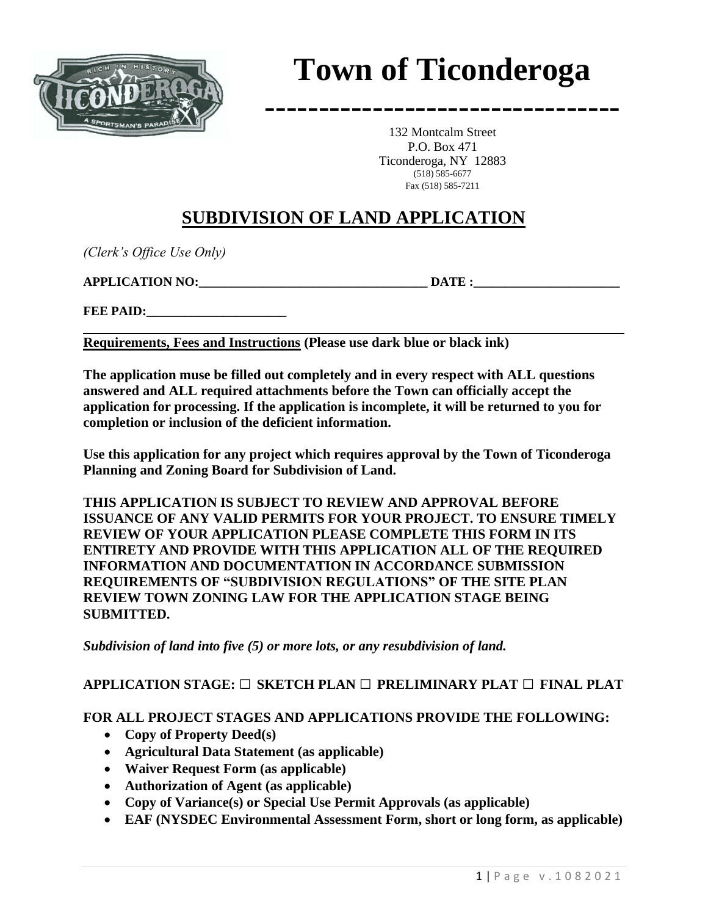# Town of Ticonderoga

132 Montcalm Street
P.O. Box 471
Ticonderoga, NY 12883
(518) 585-6677
Fax (518) 585-7211

## SUBDIVISION OF LAND APPLICATION

*(Clerk's Office Use Only)*

**APPLICATION NO:**___________________________________ **DATE :**_______________________

**FEE PAID:**______________________

---

**Requirements, Fees and Instructions (Please use dark blue or black ink)**

**The application muse be filled out completely and in every respect with ALL questions answered and ALL required attachments before the Town can officially accept the application for processing. If the application is incomplete, it will be returned to you for completion or inclusion of the deficient information.**

**Use this application for any project which requires approval by the Town of Ticonderoga Planning and Zoning Board for Subdivision of Land.**

**THIS APPLICATION IS SUBJECT TO REVIEW AND APPROVAL BEFORE ISSUANCE OF ANY VALID PERMITS FOR YOUR PROJECT. TO ENSURE TIMELY REVIEW OF YOUR APPLICATION PLEASE COMPLETE THIS FORM IN ITS ENTIRETY AND PROVIDE WITH THIS APPLICATION ALL OF THE REQUIRED INFORMATION AND DOCUMENTATION IN ACCORDANCE SUBMISSION REQUIREMENTS OF "SUBDIVISION REGULATIONS" OF THE SITE PLAN REVIEW TOWN ZONING LAW FOR THE APPLICATION STAGE BEING SUBMITTED.**

***Subdivision of land into five (5) or more lots, or any resubdivision of land.***

**APPLICATION STAGE: ☐ SKETCH PLAN ☐ PRELIMINARY PLAT ☐ FINAL PLAT**

**FOR ALL PROJECT STAGES AND APPLICATIONS PROVIDE THE FOLLOWING:**

- **Copy of Property Deed(s)**
- **Agricultural Data Statement (as applicable)**
- **Waiver Request Form (as applicable)**
- **Authorization of Agent (as applicable)**
- **Copy of Variance(s) or Special Use Permit Approvals (as applicable)**
- **EAF (NYSDEC Environmental Assessment Form, short or long form, as applicable)**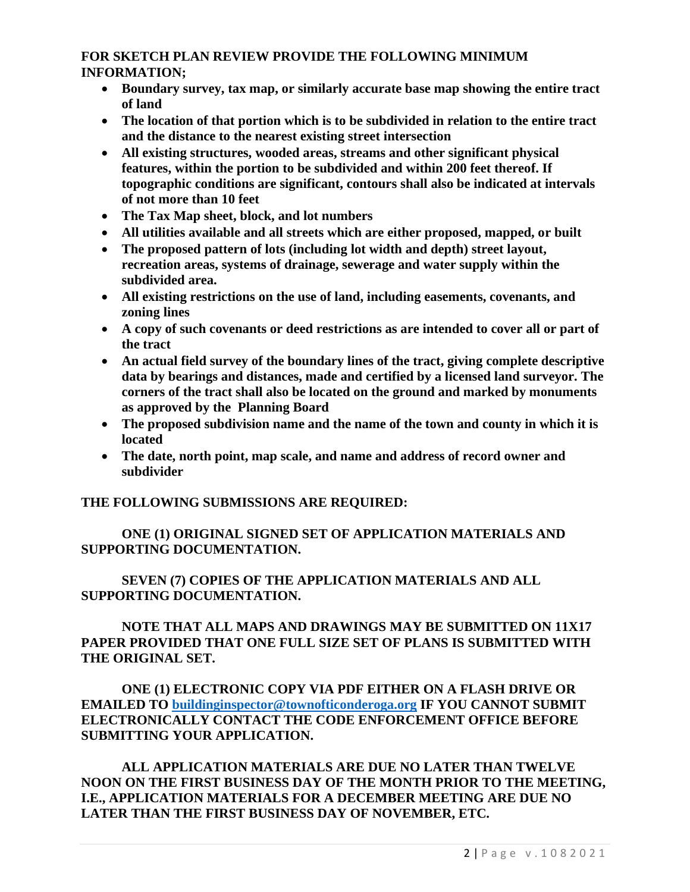**FOR SKETCH PLAN REVIEW PROVIDE THE FOLLOWING MINIMUM INFORMATION;**

- **Boundary survey, tax map, or similarly accurate base map showing the entire tract of land**
- **The location of that portion which is to be subdivided in relation to the entire tract and the distance to the nearest existing street intersection**
- **All existing structures, wooded areas, streams and other significant physical features, within the portion to be subdivided and within 200 feet thereof. If topographic conditions are significant, contours shall also be indicated at intervals of not more than 10 feet**
- **The Tax Map sheet, block, and lot numbers**
- **All utilities available and all streets which are either proposed, mapped, or built**
- **The proposed pattern of lots (including lot width and depth) street layout, recreation areas, systems of drainage, sewerage and water supply within the subdivided area.**
- **All existing restrictions on the use of land, including easements, covenants, and zoning lines**
- **A copy of such covenants or deed restrictions as are intended to cover all or part of the tract**
- **An actual field survey of the boundary lines of the tract, giving complete descriptive data by bearings and distances, made and certified by a licensed land surveyor. The corners of the tract shall also be located on the ground and marked by monuments as approved by the Planning Board**
- **The proposed subdivision name and the name of the town and county in which it is located**
- **The date, north point, map scale, and name and address of record owner and subdivider**

**THE FOLLOWING SUBMISSIONS ARE REQUIRED:**

**ONE (1) ORIGINAL SIGNED SET OF APPLICATION MATERIALS AND SUPPORTING DOCUMENTATION.**

**SEVEN (7) COPIES OF THE APPLICATION MATERIALS AND ALL SUPPORTING DOCUMENTATION.**

**NOTE THAT ALL MAPS AND DRAWINGS MAY BE SUBMITTED ON 11X17 PAPER PROVIDED THAT ONE FULL SIZE SET OF PLANS IS SUBMITTED WITH THE ORIGINAL SET.**

**ONE (1) ELECTRONIC COPY VIA PDF EITHER ON A FLASH DRIVE OR EMAILED TO buildinginspector@townofticonderoga.org IF YOU CANNOT SUBMIT ELECTRONICALLY CONTACT THE CODE ENFORCEMENT OFFICE BEFORE SUBMITTING YOUR APPLICATION.**

**ALL APPLICATION MATERIALS ARE DUE NO LATER THAN TWELVE NOON ON THE FIRST BUSINESS DAY OF THE MONTH PRIOR TO THE MEETING, I.E., APPLICATION MATERIALS FOR A DECEMBER MEETING ARE DUE NO LATER THAN THE FIRST BUSINESS DAY OF NOVEMBER, ETC.**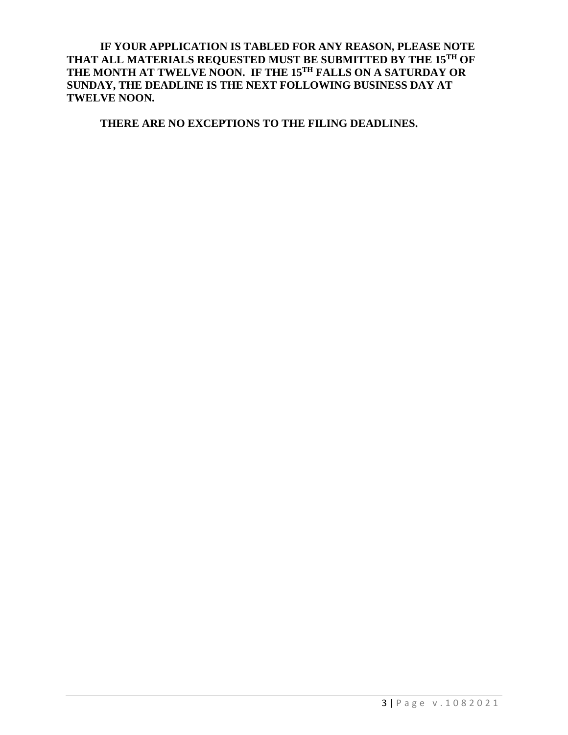**IF YOUR APPLICATION IS TABLED FOR ANY REASON, PLEASE NOTE THAT ALL MATERIALS REQUESTED MUST BE SUBMITTED BY THE 15TH OF THE MONTH AT TWELVE NOON. IF THE 15TH FALLS ON A SATURDAY OR SUNDAY, THE DEADLINE IS THE NEXT FOLLOWING BUSINESS DAY AT TWELVE NOON.**

**THERE ARE NO EXCEPTIONS TO THE FILING DEADLINES.**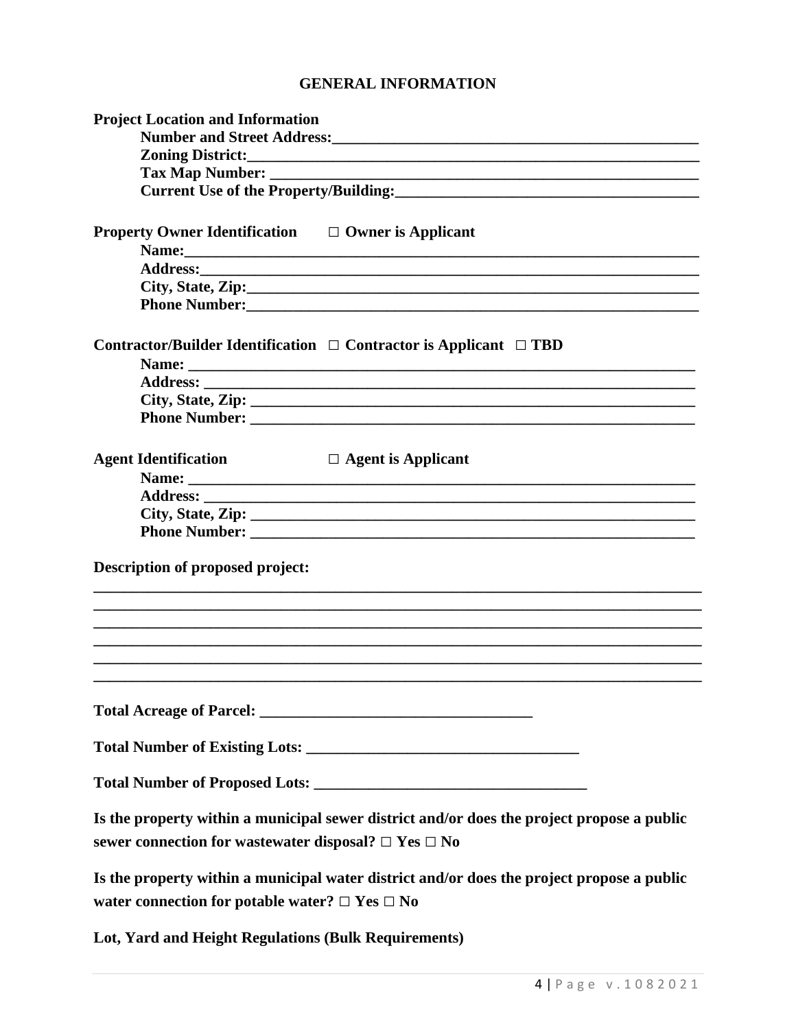## GENERAL INFORMATION

**Project Location and Information**

**Number and Street Address:**\_\_\_\_\_\_\_\_\_\_\_\_\_\_\_\_\_\_\_\_\_\_\_\_\_\_\_\_\_\_\_\_\_\_\_\_\_\_\_\_\_\_\_\_\_\_\_\_

**Zoning District:**\_\_\_\_\_\_\_\_\_\_\_\_\_\_\_\_\_\_\_\_\_\_\_\_\_\_\_\_\_\_\_\_\_\_\_\_\_\_\_\_\_\_\_\_\_\_\_\_\_\_\_\_\_\_\_\_\_\_\_

**Tax Map Number:** \_\_\_\_\_\_\_\_\_\_\_\_\_\_\_\_\_\_\_\_\_\_\_\_\_\_\_\_\_\_\_\_\_\_\_\_\_\_\_\_\_\_\_\_\_\_\_\_\_\_\_\_\_\_\_\_

**Current Use of the Property/Building:**\_\_\_\_\_\_\_\_\_\_\_\_\_\_\_\_\_\_\_\_\_\_\_\_\_\_\_\_\_\_\_\_\_\_\_\_\_\_\_\_

**Property Owner Identification** □ **Owner is Applicant**

**Name:**\_\_\_\_\_\_\_\_\_\_\_\_\_\_\_\_\_\_\_\_\_\_\_\_\_\_\_\_\_\_\_\_\_\_\_\_\_\_\_\_\_\_\_\_\_\_\_\_\_\_\_\_\_\_\_\_\_\_\_\_\_\_\_\_\_\_\_\_

**Address:**\_\_\_\_\_\_\_\_\_\_\_\_\_\_\_\_\_\_\_\_\_\_\_\_\_\_\_\_\_\_\_\_\_\_\_\_\_\_\_\_\_\_\_\_\_\_\_\_\_\_\_\_\_\_\_\_\_\_\_\_\_\_\_\_\_

**City, State, Zip:**\_\_\_\_\_\_\_\_\_\_\_\_\_\_\_\_\_\_\_\_\_\_\_\_\_\_\_\_\_\_\_\_\_\_\_\_\_\_\_\_\_\_\_\_\_\_\_\_\_\_\_\_\_\_\_\_\_\_

**Phone Number:**\_\_\_\_\_\_\_\_\_\_\_\_\_\_\_\_\_\_\_\_\_\_\_\_\_\_\_\_\_\_\_\_\_\_\_\_\_\_\_\_\_\_\_\_\_\_\_\_\_\_\_\_\_\_\_\_\_\_\_

**Contractor/Builder Identification** □ **Contractor is Applicant** □ **TBD**

**Name:** \_\_\_\_\_\_\_\_\_\_\_\_\_\_\_\_\_\_\_\_\_\_\_\_\_\_\_\_\_\_\_\_\_\_\_\_\_\_\_\_\_\_\_\_\_\_\_\_\_\_\_\_\_\_\_\_\_\_\_\_\_\_\_\_\_\_

**Address:** \_\_\_\_\_\_\_\_\_\_\_\_\_\_\_\_\_\_\_\_\_\_\_\_\_\_\_\_\_\_\_\_\_\_\_\_\_\_\_\_\_\_\_\_\_\_\_\_\_\_\_\_\_\_\_\_\_\_\_\_\_\_\_

**City, State, Zip:** \_\_\_\_\_\_\_\_\_\_\_\_\_\_\_\_\_\_\_\_\_\_\_\_\_\_\_\_\_\_\_\_\_\_\_\_\_\_\_\_\_\_\_\_\_\_\_\_\_\_\_\_\_\_\_\_\_

**Phone Number:** \_\_\_\_\_\_\_\_\_\_\_\_\_\_\_\_\_\_\_\_\_\_\_\_\_\_\_\_\_\_\_\_\_\_\_\_\_\_\_\_\_\_\_\_\_\_\_\_\_\_\_\_\_\_\_\_\_

**Agent Identification** □ **Agent is Applicant**

**Name:** \_\_\_\_\_\_\_\_\_\_\_\_\_\_\_\_\_\_\_\_\_\_\_\_\_\_\_\_\_\_\_\_\_\_\_\_\_\_\_\_\_\_\_\_\_\_\_\_\_\_\_\_\_\_\_\_\_\_\_\_\_\_\_\_\_\_

**Address:** \_\_\_\_\_\_\_\_\_\_\_\_\_\_\_\_\_\_\_\_\_\_\_\_\_\_\_\_\_\_\_\_\_\_\_\_\_\_\_\_\_\_\_\_\_\_\_\_\_\_\_\_\_\_\_\_\_\_\_\_\_\_\_

**City, State, Zip:** \_\_\_\_\_\_\_\_\_\_\_\_\_\_\_\_\_\_\_\_\_\_\_\_\_\_\_\_\_\_\_\_\_\_\_\_\_\_\_\_\_\_\_\_\_\_\_\_\_\_\_\_\_\_\_\_\_

**Phone Number:** \_\_\_\_\_\_\_\_\_\_\_\_\_\_\_\_\_\_\_\_\_\_\_\_\_\_\_\_\_\_\_\_\_\_\_\_\_\_\_\_\_\_\_\_\_\_\_\_\_\_\_\_\_\_\_\_\_

**Description of proposed project:**

\_\_\_\_\_\_\_\_\_\_\_\_\_\_\_\_\_\_\_\_\_\_\_\_\_\_\_\_\_\_\_\_\_\_\_\_\_\_\_\_\_\_\_\_\_\_\_\_\_\_\_\_\_\_\_\_\_\_\_\_\_\_\_\_\_\_\_\_\_\_\_\_\_\_\_\_\_\_

\_\_\_\_\_\_\_\_\_\_\_\_\_\_\_\_\_\_\_\_\_\_\_\_\_\_\_\_\_\_\_\_\_\_\_\_\_\_\_\_\_\_\_\_\_\_\_\_\_\_\_\_\_\_\_\_\_\_\_\_\_\_\_\_\_\_\_\_\_\_\_\_\_\_\_\_\_\_

\_\_\_\_\_\_\_\_\_\_\_\_\_\_\_\_\_\_\_\_\_\_\_\_\_\_\_\_\_\_\_\_\_\_\_\_\_\_\_\_\_\_\_\_\_\_\_\_\_\_\_\_\_\_\_\_\_\_\_\_\_\_\_\_\_\_\_\_\_\_\_\_\_\_\_\_\_\_

\_\_\_\_\_\_\_\_\_\_\_\_\_\_\_\_\_\_\_\_\_\_\_\_\_\_\_\_\_\_\_\_\_\_\_\_\_\_\_\_\_\_\_\_\_\_\_\_\_\_\_\_\_\_\_\_\_\_\_\_\_\_\_\_\_\_\_\_\_\_\_\_\_\_\_\_\_\_

\_\_\_\_\_\_\_\_\_\_\_\_\_\_\_\_\_\_\_\_\_\_\_\_\_\_\_\_\_\_\_\_\_\_\_\_\_\_\_\_\_\_\_\_\_\_\_\_\_\_\_\_\_\_\_\_\_\_\_\_\_\_\_\_\_\_\_\_\_\_\_\_\_\_\_\_\_\_

\_\_\_\_\_\_\_\_\_\_\_\_\_\_\_\_\_\_\_\_\_\_\_\_\_\_\_\_\_\_\_\_\_\_\_\_\_\_\_\_\_\_\_\_\_\_\_\_\_\_\_\_\_\_\_\_\_\_\_\_\_\_\_\_\_\_\_\_\_\_\_\_\_\_\_\_\_\_

**Total Acreage of Parcel:** \_\_\_\_\_\_\_\_\_\_\_\_\_\_\_\_\_\_\_\_\_\_\_\_\_\_\_\_\_\_\_\_\_\_\_

**Total Number of Existing Lots:** \_\_\_\_\_\_\_\_\_\_\_\_\_\_\_\_\_\_\_\_\_\_\_\_\_\_\_\_\_\_\_\_\_\_\_

**Total Number of Proposed Lots:** \_\_\_\_\_\_\_\_\_\_\_\_\_\_\_\_\_\_\_\_\_\_\_\_\_\_\_\_\_\_\_\_\_\_\_

**Is the property within a municipal sewer district and/or does the project propose a public sewer connection for wastewater disposal?** □ **Yes** □ **No**

**Is the property within a municipal water district and/or does the project propose a public water connection for potable water?** □ **Yes** □ **No**

**Lot, Yard and Height Regulations (Bulk Requirements)**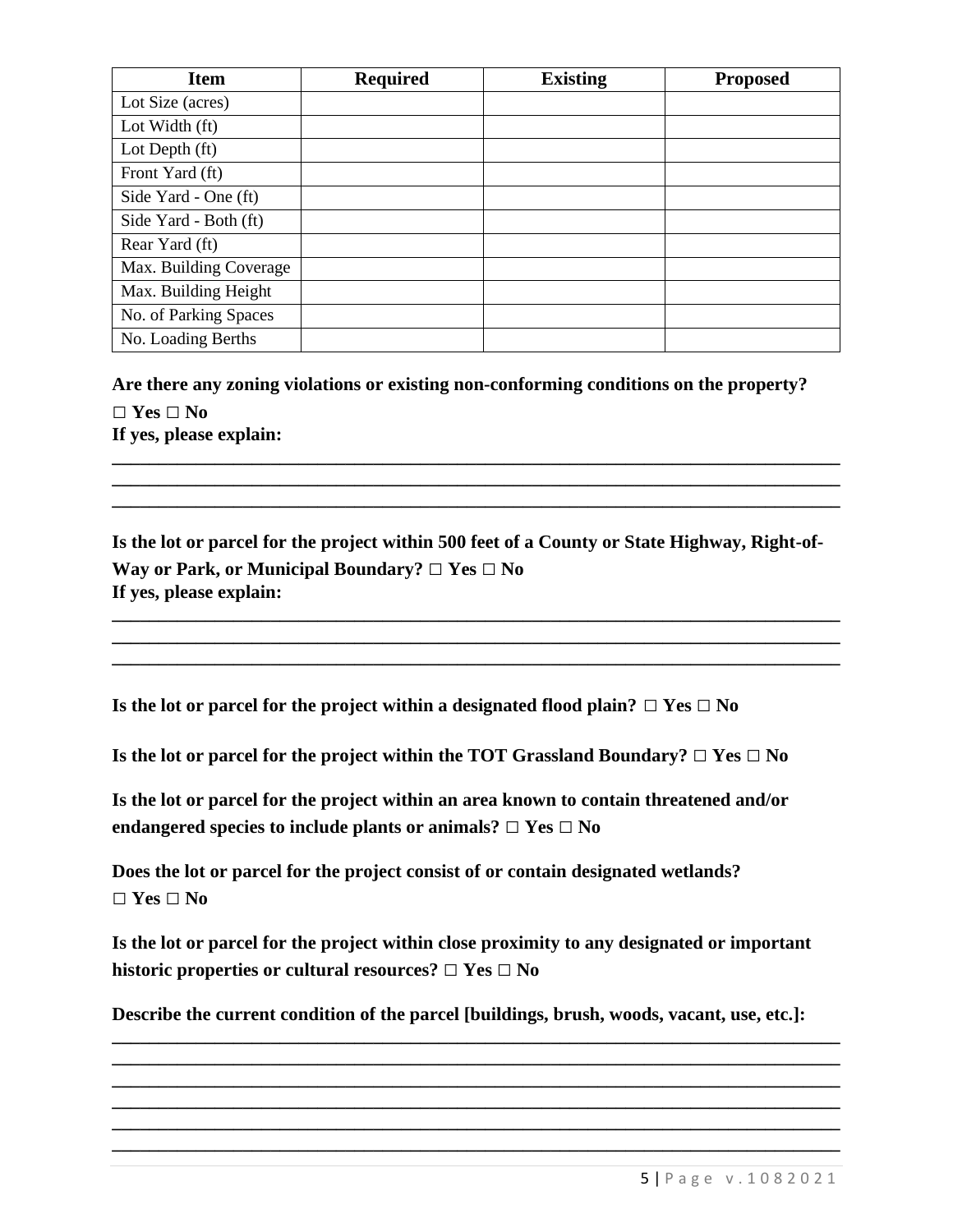| Item | Required | Existing | Proposed |
|---|---|---|---|
| Lot Size (acres) | | | |
| Lot Width (ft) | | | |
| Lot Depth (ft) | | | |
| Front Yard (ft) | | | |
| Side Yard - One (ft) | | | |
| Side Yard - Both (ft) | | | |
| Rear Yard (ft) | | | |
| Max. Building Coverage | | | |
| Max. Building Height | | | |
| No. of Parking Spaces | | | |
| No. Loading Berths | | | |

**Are there any zoning violations or existing non-conforming conditions on the property?**
**□ Yes □ No**
**If yes, please explain:**

______________________________________________________________________________
______________________________________________________________________________
______________________________________________________________________________

**Is the lot or parcel for the project within 500 feet of a County or State Highway, Right-of-Way or Park, or Municipal Boundary? □ Yes □ No**
**If yes, please explain:**

______________________________________________________________________________
______________________________________________________________________________
______________________________________________________________________________

**Is the lot or parcel for the project within a designated flood plain? □ Yes □ No**

**Is the lot or parcel for the project within the TOT Grassland Boundary? □ Yes □ No**

**Is the lot or parcel for the project within an area known to contain threatened and/or endangered species to include plants or animals? □ Yes □ No**

**Does the lot or parcel for the project consist of or contain designated wetlands?**
**□ Yes □ No**

**Is the lot or parcel for the project within close proximity to any designated or important historic properties or cultural resources? □ Yes □ No**

**Describe the current condition of the parcel [buildings, brush, woods, vacant, use, etc.]:**

______________________________________________________________________________
______________________________________________________________________________
______________________________________________________________________________
______________________________________________________________________________
______________________________________________________________________________
______________________________________________________________________________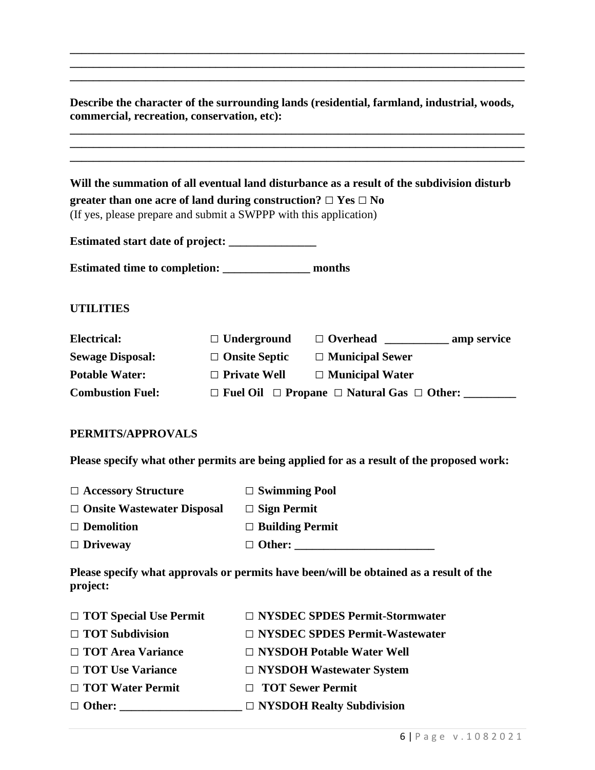\_\_\_\_\_\_\_\_\_\_\_\_\_\_\_\_\_\_\_\_\_\_\_\_\_\_\_\_\_\_\_\_\_\_\_\_\_\_\_\_\_\_\_\_\_\_\_\_\_\_\_\_\_\_\_\_\_\_\_\_\_\_\_\_\_\_\_\_\_\_\_\_\_\_\_\_
\_\_\_\_\_\_\_\_\_\_\_\_\_\_\_\_\_\_\_\_\_\_\_\_\_\_\_\_\_\_\_\_\_\_\_\_\_\_\_\_\_\_\_\_\_\_\_\_\_\_\_\_\_\_\_\_\_\_\_\_\_\_\_\_\_\_\_\_\_\_\_\_\_\_\_\_
\_\_\_\_\_\_\_\_\_\_\_\_\_\_\_\_\_\_\_\_\_\_\_\_\_\_\_\_\_\_\_\_\_\_\_\_\_\_\_\_\_\_\_\_\_\_\_\_\_\_\_\_\_\_\_\_\_\_\_\_\_\_\_\_\_\_\_\_\_\_\_\_\_\_\_\_

**Describe the character of the surrounding lands (residential, farmland, industrial, woods, commercial, recreation, conservation, etc):**

\_\_\_\_\_\_\_\_\_\_\_\_\_\_\_\_\_\_\_\_\_\_\_\_\_\_\_\_\_\_\_\_\_\_\_\_\_\_\_\_\_\_\_\_\_\_\_\_\_\_\_\_\_\_\_\_\_\_\_\_\_\_\_\_\_\_\_\_\_\_\_\_\_\_\_\_
\_\_\_\_\_\_\_\_\_\_\_\_\_\_\_\_\_\_\_\_\_\_\_\_\_\_\_\_\_\_\_\_\_\_\_\_\_\_\_\_\_\_\_\_\_\_\_\_\_\_\_\_\_\_\_\_\_\_\_\_\_\_\_\_\_\_\_\_\_\_\_\_\_\_\_\_
\_\_\_\_\_\_\_\_\_\_\_\_\_\_\_\_\_\_\_\_\_\_\_\_\_\_\_\_\_\_\_\_\_\_\_\_\_\_\_\_\_\_\_\_\_\_\_\_\_\_\_\_\_\_\_\_\_\_\_\_\_\_\_\_\_\_\_\_\_\_\_\_\_\_\_\_

**Will the summation of all eventual land disturbance as a result of the subdivision disturb greater than one acre of land during construction? □ Yes □ No**
(If yes, please prepare and submit a SWPPP with this application)

**Estimated start date of project: \_\_\_\_\_\_\_\_\_\_\_\_\_\_\_**

**Estimated time to completion: \_\_\_\_\_\_\_\_\_\_\_\_\_\_\_ months**

**UTILITIES**

| | | |
|---|---|---|
| **Electrical:** | **□ Underground** | **□ Overhead \_\_\_\_\_\_\_\_\_\_\_ amp service** |
| **Sewage Disposal:** | **□ Onsite Septic** | **□ Municipal Sewer** |
| **Potable Water:** | **□ Private Well** | **□ Municipal Water** |
| **Combustion Fuel:** | **□ Fuel Oil □ Propane □ Natural Gas □ Other: \_\_\_\_\_\_\_\_\_** | |

**PERMITS/APPROVALS**

**Please specify what other permits are being applied for as a result of the proposed work:**

| | |
|---|---|
| **□ Accessory Structure** | **□ Swimming Pool** |
| **□ Onsite Wastewater Disposal** | **□ Sign Permit** |
| **□ Demolition** | **□ Building Permit** |
| **□ Driveway** | **□ Other: \_\_\_\_\_\_\_\_\_\_\_\_\_\_\_\_\_\_\_\_\_\_\_\_** |

**Please specify what approvals or permits have been/will be obtained as a result of the project:**

| | |
|---|---|
| **□ TOT Special Use Permit** | **□ NYSDEC SPDES Permit-Stormwater** |
| **□ TOT Subdivision** | **□ NYSDEC SPDES Permit-Wastewater** |
| **□ TOT Area Variance** | **□ NYSDOH Potable Water Well** |
| **□ TOT Use Variance** | **□ NYSDOH Wastewater System** |
| **□ TOT Water Permit** | **□ TOT Sewer Permit** |
| **□ Other: \_\_\_\_\_\_\_\_\_\_\_\_\_\_\_\_\_\_\_\_\_** | **□ NYSDOH Realty Subdivision** |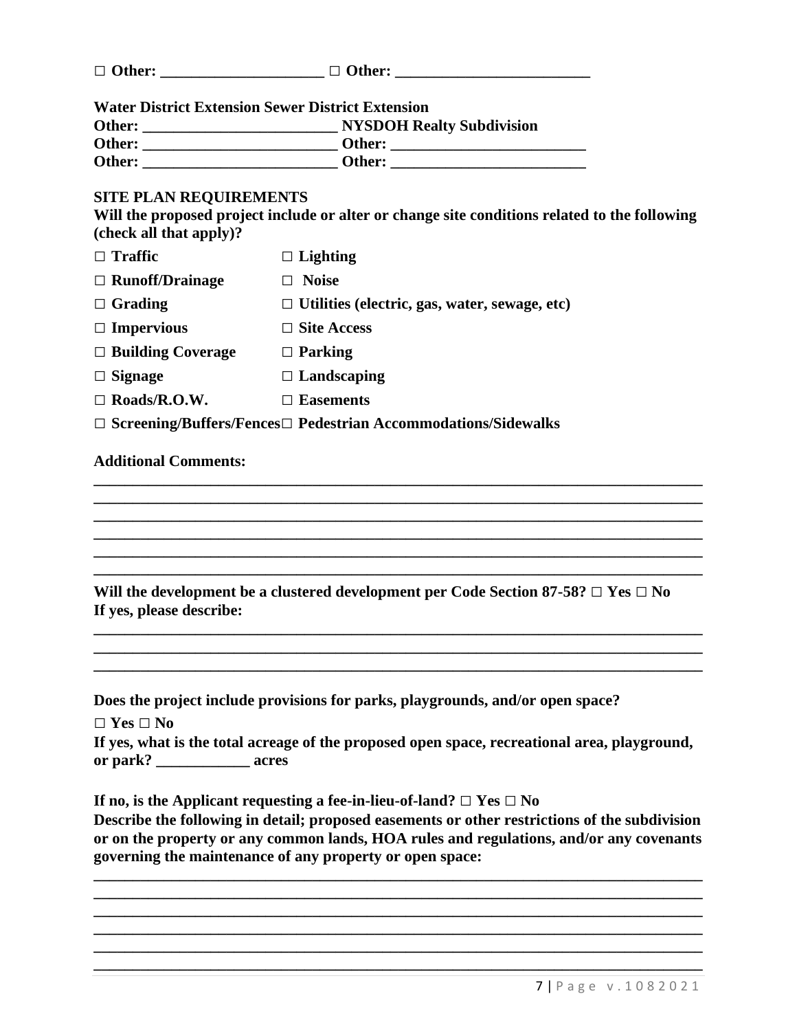**□ Other: _____________________ □ Other: _________________________**

**Water District Extension Sewer District Extension**
**Other: _________________________ NYSDOH Realty Subdivision**
**Other: _________________________ Other: _________________________**
**Other: _________________________ Other: _________________________**

**SITE PLAN REQUIREMENTS**

**Will the proposed project include or alter or change site conditions related to the following (check all that apply)?**

| | |
|---|---|
| **□ Traffic** | **□ Lighting** |
| **□ Runoff/Drainage** | **□ Noise** |
| **□ Grading** | **□ Utilities (electric, gas, water, sewage, etc)** |
| **□ Impervious** | **□ Site Access** |
| **□ Building Coverage** | **□ Parking** |
| **□ Signage** | **□ Landscaping** |
| **□ Roads/R.O.W.** | **□ Easements** |
| **□ Screening/Buffers/Fences** | **□ Pedestrian Accommodations/Sidewalks** |

**Additional Comments:**

______________________________________________________________________________
______________________________________________________________________________
______________________________________________________________________________
______________________________________________________________________________
______________________________________________________________________________
______________________________________________________________________________

**Will the development be a clustered development per Code Section 87-58? □ Yes □ No**
**If yes, please describe:**

______________________________________________________________________________
______________________________________________________________________________
______________________________________________________________________________

**Does the project include provisions for parks, playgrounds, and/or open space?**

**□ Yes □ No**

**If yes, what is the total acreage of the proposed open space, recreational area, playground, or park? ____________ acres**

**If no, is the Applicant requesting a fee-in-lieu-of-land? □ Yes □ No**

**Describe the following in detail; proposed easements or other restrictions of the subdivision or on the property or any common lands, HOA rules and regulations, and/or any covenants governing the maintenance of any property or open space:**

______________________________________________________________________________
______________________________________________________________________________
______________________________________________________________________________
______________________________________________________________________________
______________________________________________________________________________
______________________________________________________________________________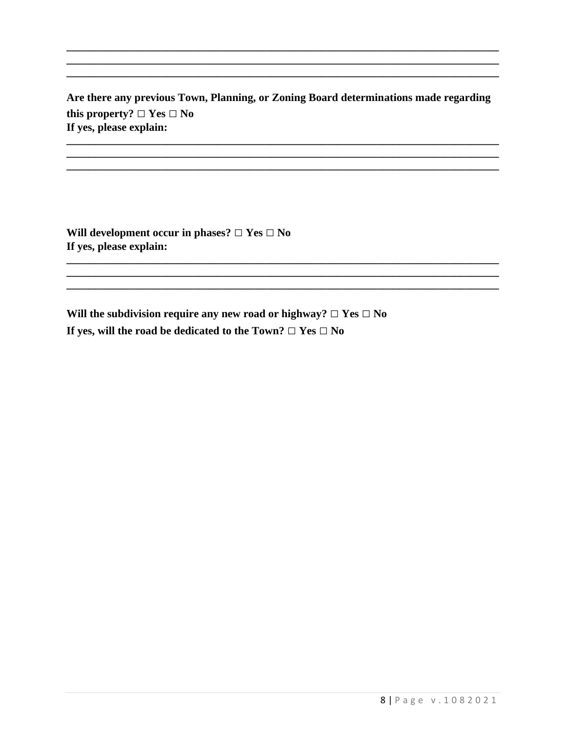\_\_\_\_\_\_\_\_\_\_\_\_\_\_\_\_\_\_\_\_\_\_\_\_\_\_\_\_\_\_\_\_\_\_\_\_\_\_\_\_\_\_\_\_\_\_\_\_\_\_\_\_\_\_\_\_\_\_\_\_\_\_\_\_\_\_\_\_\_\_\_\_\_\_\_\_
\_\_\_\_\_\_\_\_\_\_\_\_\_\_\_\_\_\_\_\_\_\_\_\_\_\_\_\_\_\_\_\_\_\_\_\_\_\_\_\_\_\_\_\_\_\_\_\_\_\_\_\_\_\_\_\_\_\_\_\_\_\_\_\_\_\_\_\_\_\_\_\_\_\_\_\_
\_\_\_\_\_\_\_\_\_\_\_\_\_\_\_\_\_\_\_\_\_\_\_\_\_\_\_\_\_\_\_\_\_\_\_\_\_\_\_\_\_\_\_\_\_\_\_\_\_\_\_\_\_\_\_\_\_\_\_\_\_\_\_\_\_\_\_\_\_\_\_\_\_\_\_\_

**Are there any previous Town, Planning, or Zoning Board determinations made regarding this property? □ Yes □ No**
**If yes, please explain:**

\_\_\_\_\_\_\_\_\_\_\_\_\_\_\_\_\_\_\_\_\_\_\_\_\_\_\_\_\_\_\_\_\_\_\_\_\_\_\_\_\_\_\_\_\_\_\_\_\_\_\_\_\_\_\_\_\_\_\_\_\_\_\_\_\_\_\_\_\_\_\_\_\_\_\_\_
\_\_\_\_\_\_\_\_\_\_\_\_\_\_\_\_\_\_\_\_\_\_\_\_\_\_\_\_\_\_\_\_\_\_\_\_\_\_\_\_\_\_\_\_\_\_\_\_\_\_\_\_\_\_\_\_\_\_\_\_\_\_\_\_\_\_\_\_\_\_\_\_\_\_\_\_
\_\_\_\_\_\_\_\_\_\_\_\_\_\_\_\_\_\_\_\_\_\_\_\_\_\_\_\_\_\_\_\_\_\_\_\_\_\_\_\_\_\_\_\_\_\_\_\_\_\_\_\_\_\_\_\_\_\_\_\_\_\_\_\_\_\_\_\_\_\_\_\_\_\_\_\_

**Will development occur in phases? □ Yes □ No**
**If yes, please explain:**

\_\_\_\_\_\_\_\_\_\_\_\_\_\_\_\_\_\_\_\_\_\_\_\_\_\_\_\_\_\_\_\_\_\_\_\_\_\_\_\_\_\_\_\_\_\_\_\_\_\_\_\_\_\_\_\_\_\_\_\_\_\_\_\_\_\_\_\_\_\_\_\_\_\_\_\_
\_\_\_\_\_\_\_\_\_\_\_\_\_\_\_\_\_\_\_\_\_\_\_\_\_\_\_\_\_\_\_\_\_\_\_\_\_\_\_\_\_\_\_\_\_\_\_\_\_\_\_\_\_\_\_\_\_\_\_\_\_\_\_\_\_\_\_\_\_\_\_\_\_\_\_\_
\_\_\_\_\_\_\_\_\_\_\_\_\_\_\_\_\_\_\_\_\_\_\_\_\_\_\_\_\_\_\_\_\_\_\_\_\_\_\_\_\_\_\_\_\_\_\_\_\_\_\_\_\_\_\_\_\_\_\_\_\_\_\_\_\_\_\_\_\_\_\_\_\_\_\_\_

**Will the subdivision require any new road or highway? □ Yes □ No**
**If yes, will the road be dedicated to the Town? □ Yes □ No**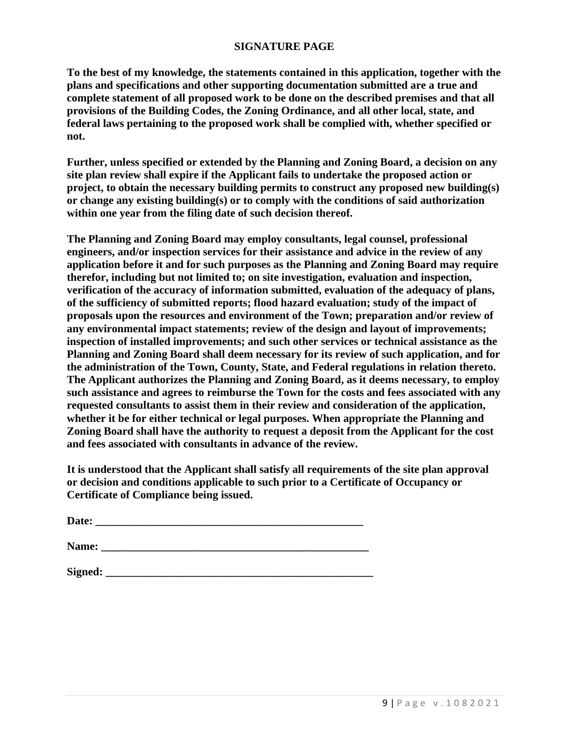## SIGNATURE PAGE

**To the best of my knowledge, the statements contained in this application, together with the plans and specifications and other supporting documentation submitted are a true and complete statement of all proposed work to be done on the described premises and that all provisions of the Building Codes, the Zoning Ordinance, and all other local, state, and federal laws pertaining to the proposed work shall be complied with, whether specified or not.**

**Further, unless specified or extended by the Planning and Zoning Board, a decision on any site plan review shall expire if the Applicant fails to undertake the proposed action or project, to obtain the necessary building permits to construct any proposed new building(s) or change any existing building(s) or to comply with the conditions of said authorization within one year from the filing date of such decision thereof.**

**The Planning and Zoning Board may employ consultants, legal counsel, professional engineers, and/or inspection services for their assistance and advice in the review of any application before it and for such purposes as the Planning and Zoning Board may require therefor, including but not limited to; on site investigation, evaluation and inspection, verification of the accuracy of information submitted, evaluation of the adequacy of plans, of the sufficiency of submitted reports; flood hazard evaluation; study of the impact of proposals upon the resources and environment of the Town; preparation and/or review of any environmental impact statements; review of the design and layout of improvements; inspection of installed improvements; and such other services or technical assistance as the Planning and Zoning Board shall deem necessary for its review of such application, and for the administration of the Town, County, State, and Federal regulations in relation thereto. The Applicant authorizes the Planning and Zoning Board, as it deems necessary, to employ such assistance and agrees to reimburse the Town for the costs and fees associated with any requested consultants to assist them in their review and consideration of the application, whether it be for either technical or legal purposes. When appropriate the Planning and Zoning Board shall have the authority to request a deposit from the Applicant for the cost and fees associated with consultants in advance of the review.**

**It is understood that the Applicant shall satisfy all requirements of the site plan approval or decision and conditions applicable to such prior to a Certificate of Occupancy or Certificate of Compliance being issued.**

**Date: ___________________________________________________**

**Name: ___________________________________________________**

**Signed: _________________________________________________**